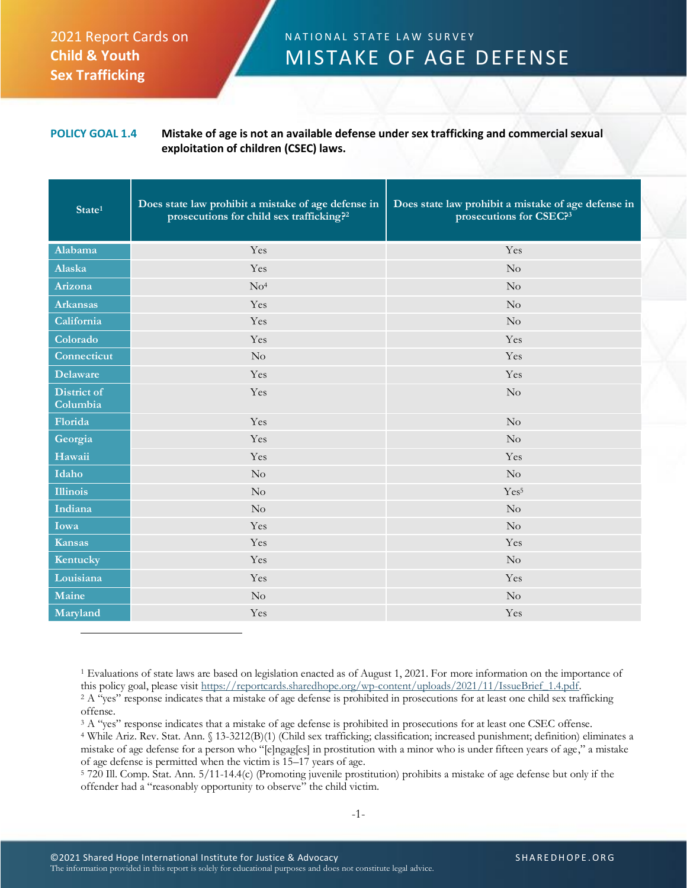2021 Report Cards on **Child & Youth Sex Trafficking**

NATIONAL STATE LAW SURVEY

# MISTAKE OF AGE DEFENSE

**POLICY GOAL 1.4** **Mistake of age is not an available defense under sex trafficking and commercial sexual exploitation of children (CSEC) laws.**

| State[1] | Does state law prohibit a mistake of age defense in prosecutions for child sex trafficking?[2] | Does state law prohibit a mistake of age defense in prosecutions for CSEC?[3] |
|---|---|---|
| Alabama | Yes | Yes |
| Alaska | Yes | No |
| Arizona | No[4] | No |
| Arkansas | Yes | No |
| California | Yes | No |
| Colorado | Yes | Yes |
| Connecticut | No | Yes |
| Delaware | Yes | Yes |
| District of Columbia | Yes | No |
| Florida | Yes | No |
| Georgia | Yes | No |
| Hawaii | Yes | Yes |
| Idaho | No | No |
| Illinois | No | Yes[5] |
| Indiana | No | No |
| Iowa | Yes | No |
| Kansas | Yes | Yes |
| Kentucky | Yes | No |
| Louisiana | Yes | Yes |
| Maine | No | No |
| Maryland | Yes | Yes |

[1] Evaluations of state laws are based on legislation enacted as of August 1, 2021. For more information on the importance of this policy goal, please visit https://reportcards.sharedhope.org/wp-content/uploads/2021/11/IssueBrief_1.4.pdf.

[2] A "yes" response indicates that a mistake of age defense is prohibited in prosecutions for at least one child sex trafficking offense.

[3] A "yes" response indicates that a mistake of age defense is prohibited in prosecutions for at least one CSEC offense.

[4] While Ariz. Rev. Stat. Ann. § 13-3212(B)(1) (Child sex trafficking; classification; increased punishment; definition) eliminates a mistake of age defense for a person who "[e]ngag[es] in prostitution with a minor who is under fifteen years of age," a mistake of age defense is permitted when the victim is 15–17 years of age.

[5] 720 Ill. Comp. Stat. Ann. 5/11-14.4(c) (Promoting juvenile prostitution) prohibits a mistake of age defense but only if the offender had a "reasonably opportunity to observe" the child victim.

©2021 Shared Hope International Institute for Justice & Advocacy
The information provided in this report is solely for educational purposes and does not constitute legal advice.

SHAREDHOPE.ORG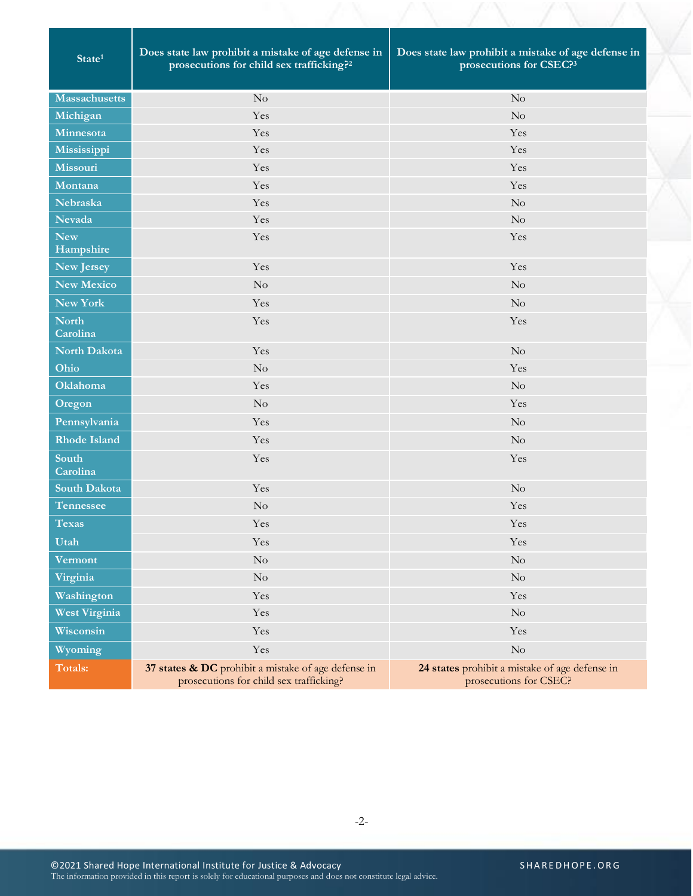| State[1] | Does state law prohibit a mistake of age defense in prosecutions for child sex trafficking?[2] | Does state law prohibit a mistake of age defense in prosecutions for CSEC?[3] |
|---|---|---|
| Massachusetts | No | No |
| Michigan | Yes | No |
| Minnesota | Yes | Yes |
| Mississippi | Yes | Yes |
| Missouri | Yes | Yes |
| Montana | Yes | Yes |
| Nebraska | Yes | No |
| Nevada | Yes | No |
| New Hampshire | Yes | Yes |
| New Jersey | Yes | Yes |
| New Mexico | No | No |
| New York | Yes | No |
| North Carolina | Yes | Yes |
| North Dakota | Yes | No |
| Ohio | No | Yes |
| Oklahoma | Yes | No |
| Oregon | No | Yes |
| Pennsylvania | Yes | No |
| Rhode Island | Yes | No |
| South Carolina | Yes | Yes |
| South Dakota | Yes | No |
| Tennessee | No | Yes |
| Texas | Yes | Yes |
| Utah | Yes | Yes |
| Vermont | No | No |
| Virginia | No | No |
| Washington | Yes | Yes |
| West Virginia | Yes | No |
| Wisconsin | Yes | Yes |
| Wyoming | Yes | No |
| **Totals:** | **37 states & DC** prohibit a mistake of age defense in prosecutions for child sex trafficking? | **24 states** prohibit a mistake of age defense in prosecutions for CSEC? |

©2021 Shared Hope International Institute for Justice & Advocacy
The information provided in this report is solely for educational purposes and does not constitute legal advice.

SHAREDHOPE.ORG